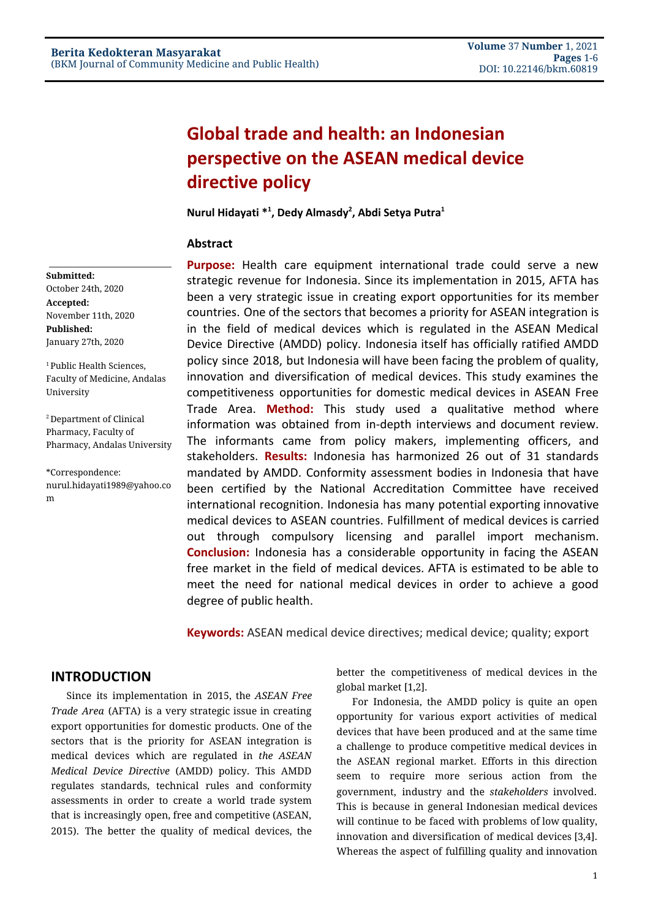# Global trade and health: an Indonesian perspective on the ASEAN medical device directive policy

**Nurul Hidayati *[1], Dedy Almasdy[2], Abdi Setya Putra[1]**

**Submitted:** October 24th, 2020
**Accepted:** November 11th, 2020
**Published:** January 27th, 2020

[1] Public Health Sciences, Faculty of Medicine, Andalas University

[2] Department of Clinical Pharmacy, Faculty of Pharmacy, Andalas University

*Correspondence: nurul.hidayati1989@yahoo.com

## Abstract

**Purpose:** Health care equipment international trade could serve a new strategic revenue for Indonesia. Since its implementation in 2015, AFTA has been a very strategic issue in creating export opportunities for its member countries. One of the sectors that becomes a priority for ASEAN integration is in the field of medical devices which is regulated in the ASEAN Medical Device Directive (AMDD) policy. Indonesia itself has officially ratified AMDD policy since 2018, but Indonesia will have been facing the problem of quality, innovation and diversification of medical devices. This study examines the competitiveness opportunities for domestic medical devices in ASEAN Free Trade Area. **Method:** This study used a qualitative method where information was obtained from in-depth interviews and document review. The informants came from policy makers, implementing officers, and stakeholders. **Results:** Indonesia has harmonized 26 out of 31 standards mandated by AMDD. Conformity assessment bodies in Indonesia that have been certified by the National Accreditation Committee have received international recognition. Indonesia has many potential exporting innovative medical devices to ASEAN countries. Fulfillment of medical devices is carried out through compulsory licensing and parallel import mechanism. **Conclusion:** Indonesia has a considerable opportunity in facing the ASEAN free market in the field of medical devices. AFTA is estimated to be able to meet the need for national medical devices in order to achieve a good degree of public health.

**Keywords:** ASEAN medical device directives; medical device; quality; export

## INTRODUCTION

Since its implementation in 2015, the *ASEAN Free Trade Area* (AFTA) is a very strategic issue in creating export opportunities for domestic products. One of the sectors that is the priority for ASEAN integration is medical devices which are regulated in *the ASEAN Medical Device Directive* (AMDD) policy. This AMDD regulates standards, technical rules and conformity assessments in order to create a world trade system that is increasingly open, free and competitive (ASEAN, 2015). The better the quality of medical devices, the better the competitiveness of medical devices in the global market [1,2].

For Indonesia, the AMDD policy is quite an open opportunity for various export activities of medical devices that have been produced and at the same time a challenge to produce competitive medical devices in the ASEAN regional market. Efforts in this direction seem to require more serious action from the government, industry and the *stakeholders* involved. This is because in general Indonesian medical devices will continue to be faced with problems of low quality, innovation and diversification of medical devices [3,4]. Whereas the aspect of fulfilling quality and innovation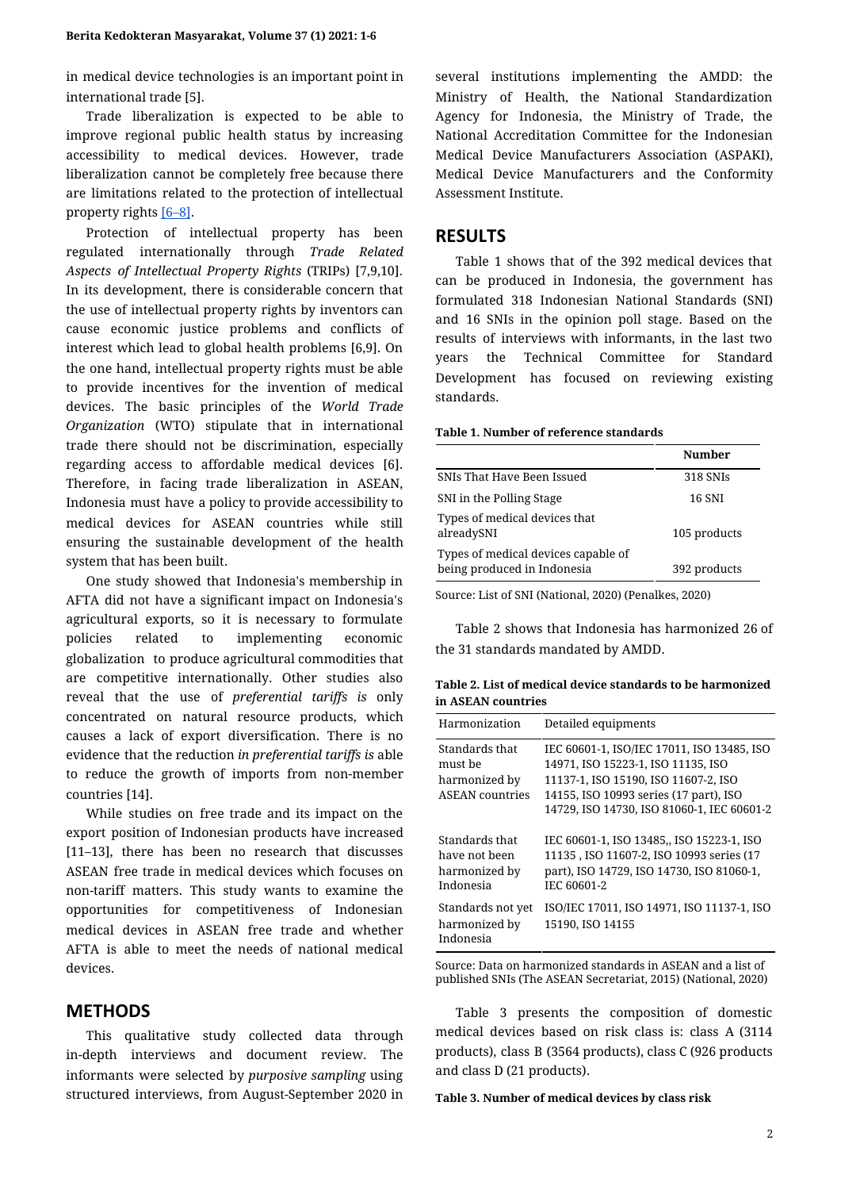in medical device technologies is an important point in international trade [5].

Trade liberalization is expected to be able to improve regional public health status by increasing accessibility to medical devices. However, trade liberalization cannot be completely free because there are limitations related to the protection of intellectual property rights [6–8].

Protection of intellectual property has been regulated internationally through *Trade Related Aspects of Intellectual Property Rights* (TRIPs) [7,9,10]. In its development, there is considerable concern that the use of intellectual property rights by inventors can cause economic justice problems and conflicts of interest which lead to global health problems [6,9]. On the one hand, intellectual property rights must be able to provide incentives for the invention of medical devices. The basic principles of the *World Trade Organization* (WTO) stipulate that in international trade there should not be discrimination, especially regarding access to affordable medical devices [6]. Therefore, in facing trade liberalization in ASEAN, Indonesia must have a policy to provide accessibility to medical devices for ASEAN countries while still ensuring the sustainable development of the health system that has been built.

One study showed that Indonesia's membership in AFTA did not have a significant impact on Indonesia's agricultural exports, so it is necessary to formulate policies related to implementing economic globalization to produce agricultural commodities that are competitive internationally. Other studies also reveal that the use of *preferential tariffs is* only concentrated on natural resource products, which causes a lack of export diversification. There is no evidence that the reduction *in preferential tariffs is* able to reduce the growth of imports from non-member countries [14].

While studies on free trade and its impact on the export position of Indonesian products have increased [11–13], there has been no research that discusses ASEAN free trade in medical devices which focuses on non-tariff matters. This study wants to examine the opportunities for competitiveness of Indonesian medical devices in ASEAN free trade and whether AFTA is able to meet the needs of national medical devices.

## METHODS

This qualitative study collected data through in-depth interviews and document review. The informants were selected by *purposive sampling* using structured interviews, from August-September 2020 in several institutions implementing the AMDD: the Ministry of Health, the National Standardization Agency for Indonesia, the Ministry of Trade, the National Accreditation Committee for the Indonesian Medical Device Manufacturers Association (ASPAKI), Medical Device Manufacturers and the Conformity Assessment Institute.

## RESULTS

Table 1 shows that of the 392 medical devices that can be produced in Indonesia, the government has formulated 318 Indonesian National Standards (SNI) and 16 SNIs in the opinion poll stage. Based on the results of interviews with informants, in the last two years the Technical Committee for Standard Development has focused on reviewing existing standards.

**Table 1. Number of reference standards**

| | Number |
|---|---|
| SNIs That Have Been Issued | 318 SNIs |
| SNI in the Polling Stage | 16 SNI |
| Types of medical devices that alreadySNI | 105 products |
| Types of medical devices capable of being produced in Indonesia | 392 products |

Source: List of SNI (National, 2020) (Penalkes, 2020)

Table 2 shows that Indonesia has harmonized 26 of the 31 standards mandated by AMDD.

**Table 2. List of medical device standards to be harmonized in ASEAN countries**

| Harmonization | Detailed equipments |
|---|---|
| Standards that must be harmonized by ASEAN countries | IEC 60601-1, ISO/IEC 17011, ISO 13485, ISO 14971, ISO 15223-1, ISO 11135, ISO 11137-1, ISO 15190, ISO 11607-2, ISO 14155, ISO 10993 series (17 part), ISO 14729, ISO 14730, ISO 81060-1, IEC 60601-2 |
| Standards that have not been harmonized by Indonesia | IEC 60601-1, ISO 13485,, ISO 15223-1, ISO 11135 , ISO 11607-2, ISO 10993 series (17 part), ISO 14729, ISO 14730, ISO 81060-1, IEC 60601-2 |
| Standards not yet harmonized by Indonesia | ISO/IEC 17011, ISO 14971, ISO 11137-1, ISO 15190, ISO 14155 |

Source: Data on harmonized standards in ASEAN and a list of published SNIs (The ASEAN Secretariat, 2015) (National, 2020)

Table 3 presents the composition of domestic medical devices based on risk class is: class A (3114 products), class B (3564 products), class C (926 products and class D (21 products).

**Table 3. Number of medical devices by class risk**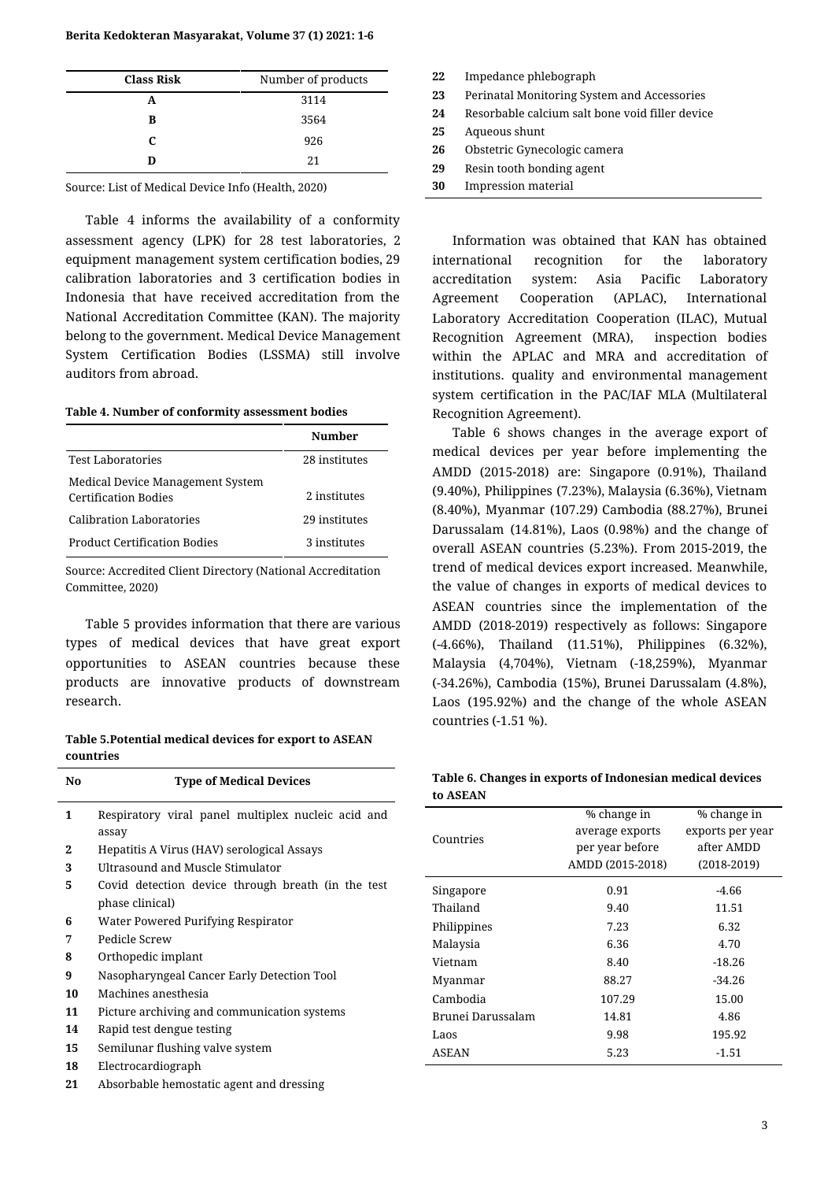| Class Risk | Number of products |
|---|---|
| A | 3114 |
| B | 3564 |
| C | 926 |
| D | 21 |

Source: List of Medical Device Info (Health, 2020)

Table 4 informs the availability of a conformity assessment agency (LPK) for 28 test laboratories, 2 equipment management system certification bodies, 29 calibration laboratories and 3 certification bodies in Indonesia that have received accreditation from the National Accreditation Committee (KAN). The majority belong to the government. Medical Device Management System Certification Bodies (LSSMA) still involve auditors from abroad.

**Table 4. Number of conformity assessment bodies**

| | Number |
|---|---|
| Test Laboratories | 28 institutes |
| Medical Device Management System Certification Bodies | 2 institutes |
| Calibration Laboratories | 29 institutes |
| Product Certification Bodies | 3 institutes |

Source: Accredited Client Directory (National Accreditation Committee, 2020)

Table 5 provides information that there are various types of medical devices that have great export opportunities to ASEAN countries because these products are innovative products of downstream research.

**Table 5.Potential medical devices for export to ASEAN countries**

| No | Type of Medical Devices |
|---|---|
| 1 | Respiratory viral panel multiplex nucleic acid and assay |
| 2 | Hepatitis A Virus (HAV) serological Assays |
| 3 | Ultrasound and Muscle Stimulator |
| 5 | Covid detection device through breath (in the test phase clinical) |
| 6 | Water Powered Purifying Respirator |
| 7 | Pedicle Screw |
| 8 | Orthopedic implant |
| 9 | Nasopharyngeal Cancer Early Detection Tool |
| 10 | Machines anesthesia |
| 11 | Picture archiving and communication systems |
| 14 | Rapid test dengue testing |
| 15 | Semilunar flushing valve system |
| 18 | Electrocardiograph |
| 21 | Absorbable hemostatic agent and dressing |
| 22 | Impedance phlebograph |
| 23 | Perinatal Monitoring System and Accessories |
| 24 | Resorbable calcium salt bone void filler device |
| 25 | Aqueous shunt |
| 26 | Obstetric Gynecologic camera |
| 29 | Resin tooth bonding agent |
| 30 | Impression material |

Information was obtained that KAN has obtained international recognition for the laboratory accreditation system: Asia Pacific Laboratory Agreement Cooperation (APLAC), International Laboratory Accreditation Cooperation (ILAC), Mutual Recognition Agreement (MRA), inspection bodies within the APLAC and MRA and accreditation of institutions. quality and environmental management system certification in the PAC/IAF MLA (Multilateral Recognition Agreement).

Table 6 shows changes in the average export of medical devices per year before implementing the AMDD (2015-2018) are: Singapore (0.91%), Thailand (9.40%), Philippines (7.23%), Malaysia (6.36%), Vietnam (8.40%), Myanmar (107.29) Cambodia (88.27%), Brunei Darussalam (14.81%), Laos (0.98%) and the change of overall ASEAN countries (5.23%). From 2015-2019, the trend of medical devices export increased. Meanwhile, the value of changes in exports of medical devices to ASEAN countries since the implementation of the AMDD (2018-2019) respectively as follows: Singapore (-4.66%), Thailand (11.51%), Philippines (6.32%), Malaysia (4,704%), Vietnam (-18,259%), Myanmar (-34.26%), Cambodia (15%), Brunei Darussalam (4.8%), Laos (195.92%) and the change of the whole ASEAN countries (-1.51 %).

**Table 6. Changes in exports of Indonesian medical devices to ASEAN**

| Countries | % change in average exports per year before AMDD (2015-2018) | % change in exports per year after AMDD (2018-2019) |
|---|---|---|
| Singapore | 0.91 | -4.66 |
| Thailand | 9.40 | 11.51 |
| Philippines | 7.23 | 6.32 |
| Malaysia | 6.36 | 4.70 |
| Vietnam | 8.40 | -18.26 |
| Myanmar | 88.27 | -34.26 |
| Cambodia | 107.29 | 15.00 |
| Brunei Darussalam | 14.81 | 4.86 |
| Laos | 9.98 | 195.92 |
| ASEAN | 5.23 | -1.51 |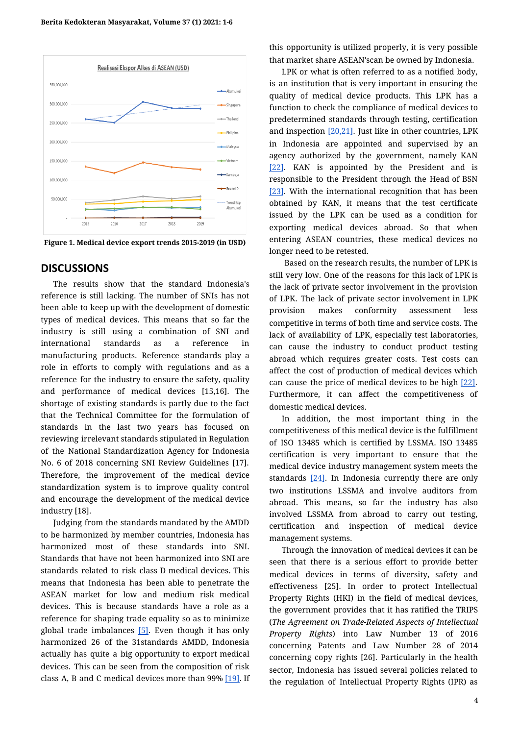Figure 1. Medical device export trends 2015-2019 (in USD)

## DISCUSSIONS

The results show that the standard Indonesia's reference is still lacking. The number of SNIs has not been able to keep up with the development of domestic types of medical devices. This means that so far the industry is still using a combination of SNI and international standards as a reference in manufacturing products. Reference standards play a role in efforts to comply with regulations and as a reference for the industry to ensure the safety, quality and performance of medical devices [15,16]. The shortage of existing standards is partly due to the fact that the Technical Committee for the formulation of standards in the last two years has focused on reviewing irrelevant standards stipulated in Regulation of the National Standardization Agency for Indonesia No. 6 of 2018 concerning SNI Review Guidelines [17]. Therefore, the improvement of the medical device standardization system is to improve quality control and encourage the development of the medical device industry [18].

Judging from the standards mandated by the AMDD to be harmonized by member countries, Indonesia has harmonized most of these standards into SNI. Standards that have not been harmonized into SNI are standards related to risk class D medical devices. This means that Indonesia has been able to penetrate the ASEAN market for low and medium risk medical devices. This is because standards have a role as a reference for shaping trade equality so as to minimize global trade imbalances [5]. Even though it has only harmonized 26 of the 31standards AMDD, Indonesia actually has quite a big opportunity to export medical devices. This can be seen from the composition of risk class A, B and C medical devices more than 99% [19]. If this opportunity is utilized properly, it is very possible that market share ASEAN'scan be owned by Indonesia.

LPK or what is often referred to as a notified body, is an institution that is very important in ensuring the quality of medical device products. This LPK has a function to check the compliance of medical devices to predetermined standards through testing, certification and inspection [20,21]. Just like in other countries, LPK in Indonesia are appointed and supervised by an agency authorized by the government, namely KAN [22]. KAN is appointed by the President and is responsible to the President through the Head of BSN [23]. With the international recognition that has been obtained by KAN, it means that the test certificate issued by the LPK can be used as a condition for exporting medical devices abroad. So that when entering ASEAN countries, these medical devices no longer need to be retested.

Based on the research results, the number of LPK is still very low. One of the reasons for this lack of LPK is the lack of private sector involvement in the provision of LPK. The lack of private sector involvement in LPK provision makes conformity assessment less competitive in terms of both time and service costs. The lack of availability of LPK, especially test laboratories, can cause the industry to conduct product testing abroad which requires greater costs. Test costs can affect the cost of production of medical devices which can cause the price of medical devices to be high [22]. Furthermore, it can affect the competitiveness of domestic medical devices.

In addition, the most important thing in the competitiveness of this medical device is the fulfillment of ISO 13485 which is certified by LSSMA. ISO 13485 certification is very important to ensure that the medical device industry management system meets the standards [24]. In Indonesia currently there are only two institutions LSSMA and involve auditors from abroad. This means, so far the industry has also involved LSSMA from abroad to carry out testing, certification and inspection of medical device management systems.

Through the innovation of medical devices it can be seen that there is a serious effort to provide better medical devices in terms of diversity, safety and effectiveness [25]. In order to protect Intellectual Property Rights (HKI) in the field of medical devices, the government provides that it has ratified the TRIPS (*The Agreement on Trade-Related Aspects of Intellectual Property Rights*) into Law Number 13 of 2016 concerning Patents and Law Number 28 of 2014 concerning copy rights [26]. Particularly in the health sector, Indonesia has issued several policies related to the regulation of Intellectual Property Rights (IPR) as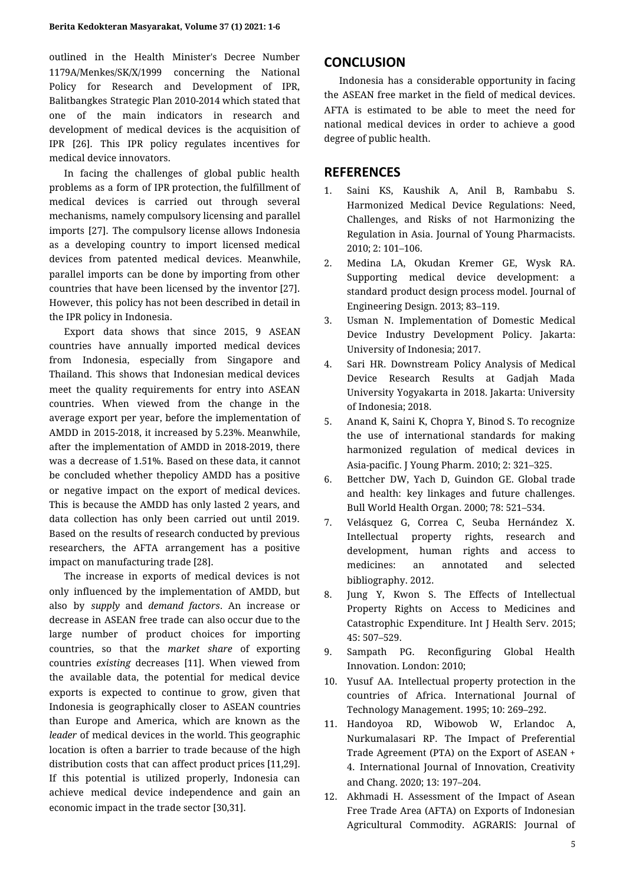outlined in the Health Minister's Decree Number 1179A/Menkes/SK/X/1999 concerning the National Policy for Research and Development of IPR, Balitbangkes Strategic Plan 2010-2014 which stated that one of the main indicators in research and development of medical devices is the acquisition of IPR [26]. This IPR policy regulates incentives for medical device innovators.

In facing the challenges of global public health problems as a form of IPR protection, the fulfillment of medical devices is carried out through several mechanisms, namely compulsory licensing and parallel imports [27]. The compulsory license allows Indonesia as a developing country to import licensed medical devices from patented medical devices. Meanwhile, parallel imports can be done by importing from other countries that have been licensed by the inventor [27]. However, this policy has not been described in detail in the IPR policy in Indonesia.

Export data shows that since 2015, 9 ASEAN countries have annually imported medical devices from Indonesia, especially from Singapore and Thailand. This shows that Indonesian medical devices meet the quality requirements for entry into ASEAN countries. When viewed from the change in the average export per year, before the implementation of AMDD in 2015-2018, it increased by 5.23%. Meanwhile, after the implementation of AMDD in 2018-2019, there was a decrease of 1.51%. Based on these data, it cannot be concluded whether thepolicy AMDD has a positive or negative impact on the export of medical devices. This is because the AMDD has only lasted 2 years, and data collection has only been carried out until 2019. Based on the results of research conducted by previous researchers, the AFTA arrangement has a positive impact on manufacturing trade [28].

The increase in exports of medical devices is not only influenced by the implementation of AMDD, but also by *supply* and *demand factors*. An increase or decrease in ASEAN free trade can also occur due to the large number of product choices for importing countries, so that the *market share* of exporting countries *existing* decreases [11]. When viewed from the available data, the potential for medical device exports is expected to continue to grow, given that Indonesia is geographically closer to ASEAN countries than Europe and America, which are known as the *leader* of medical devices in the world. This geographic location is often a barrier to trade because of the high distribution costs that can affect product prices [11,29]. If this potential is utilized properly, Indonesia can achieve medical device independence and gain an economic impact in the trade sector [30,31].

## CONCLUSION

Indonesia has a considerable opportunity in facing the ASEAN free market in the field of medical devices. AFTA is estimated to be able to meet the need for national medical devices in order to achieve a good degree of public health.

## REFERENCES

1. Saini KS, Kaushik A, Anil B, Rambabu S. Harmonized Medical Device Regulations: Need, Challenges, and Risks of not Harmonizing the Regulation in Asia. Journal of Young Pharmacists. 2010; 2: 101–106.
2. Medina LA, Okudan Kremer GE, Wysk RA. Supporting medical device development: a standard product design process model. Journal of Engineering Design. 2013; 83–119.
3. Usman N. Implementation of Domestic Medical Device Industry Development Policy. Jakarta: University of Indonesia; 2017.
4. Sari HR. Downstream Policy Analysis of Medical Device Research Results at Gadjah Mada University Yogyakarta in 2018. Jakarta: University of Indonesia; 2018.
5. Anand K, Saini K, Chopra Y, Binod S. To recognize the use of international standards for making harmonized regulation of medical devices in Asia-pacific. J Young Pharm. 2010; 2: 321–325.
6. Bettcher DW, Yach D, Guindon GE. Global trade and health: key linkages and future challenges. Bull World Health Organ. 2000; 78: 521–534.
7. Velásquez G, Correa C, Seuba Hernández X. Intellectual property rights, research and development, human rights and access to medicines: an annotated and selected bibliography. 2012.
8. Jung Y, Kwon S. The Effects of Intellectual Property Rights on Access to Medicines and Catastrophic Expenditure. Int J Health Serv. 2015; 45: 507–529.
9. Sampath PG. Reconfiguring Global Health Innovation. London: 2010;
10. Yusuf AA. Intellectual property protection in the countries of Africa. International Journal of Technology Management. 1995; 10: 269–292.
11. Handoyoa RD, Wibowob W, Erlandoc A, Nurkumalasari RP. The Impact of Preferential Trade Agreement (PTA) on the Export of ASEAN + 4. International Journal of Innovation, Creativity and Chang. 2020; 13: 197–204.
12. Akhmadi H. Assessment of the Impact of Asean Free Trade Area (AFTA) on Exports of Indonesian Agricultural Commodity. AGRARIS: Journal of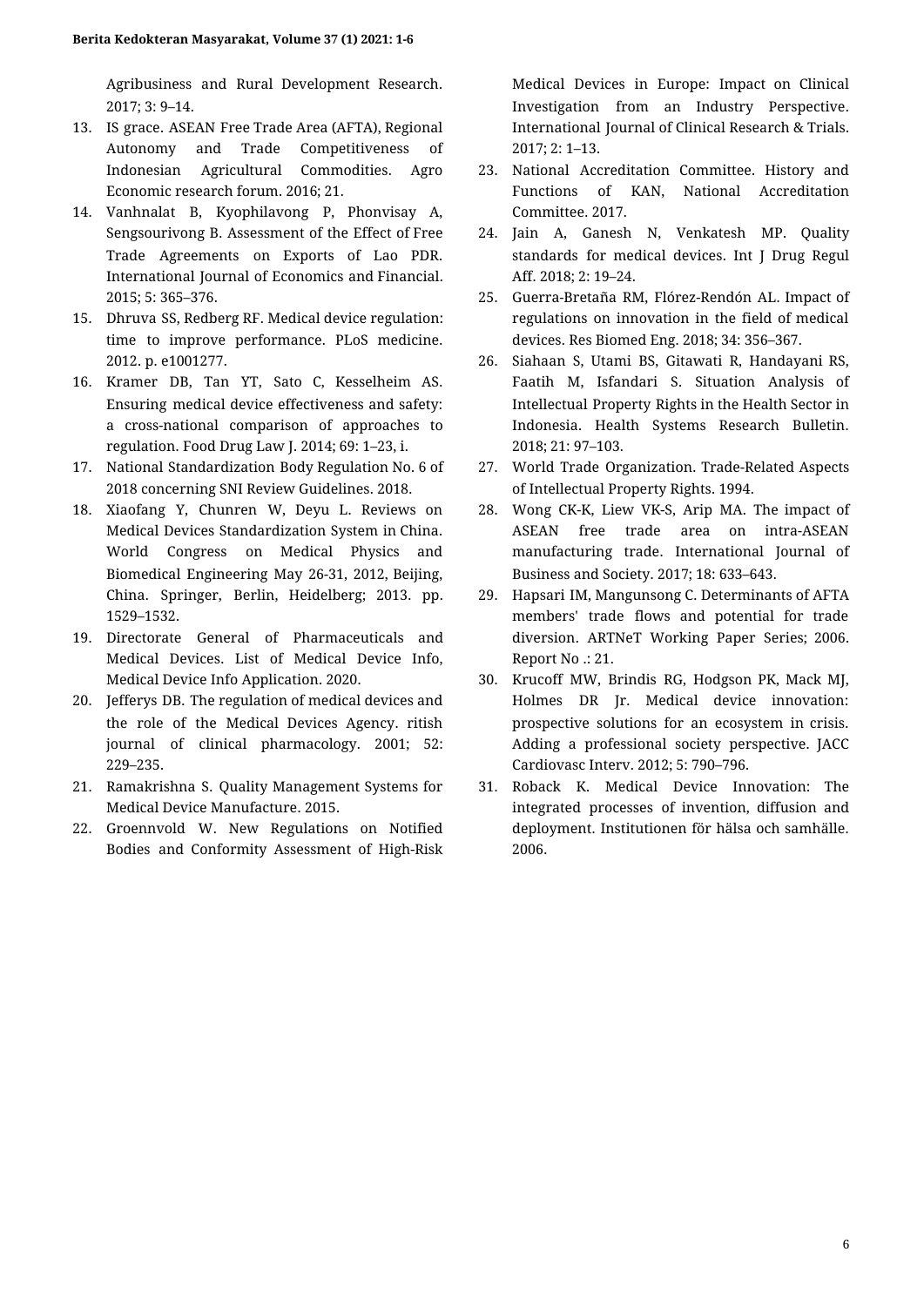Agribusiness and Rural Development Research. 2017; 3: 9–14.

13. IS grace. ASEAN Free Trade Area (AFTA), Regional Autonomy and Trade Competitiveness of Indonesian Agricultural Commodities. Agro Economic research forum. 2016; 21.
14. Vanhnalat B, Kyophilavong P, Phonvisay A, Sengsourivong B. Assessment of the Effect of Free Trade Agreements on Exports of Lao PDR. International Journal of Economics and Financial. 2015; 5: 365–376.
15. Dhruva SS, Redberg RF. Medical device regulation: time to improve performance. PLoS medicine. 2012. p. e1001277.
16. Kramer DB, Tan YT, Sato C, Kesselheim AS. Ensuring medical device effectiveness and safety: a cross-national comparison of approaches to regulation. Food Drug Law J. 2014; 69: 1–23, i.
17. National Standardization Body Regulation No. 6 of 2018 concerning SNI Review Guidelines. 2018.
18. Xiaofang Y, Chunren W, Deyu L. Reviews on Medical Devices Standardization System in China. World Congress on Medical Physics and Biomedical Engineering May 26-31, 2012, Beijing, China. Springer, Berlin, Heidelberg; 2013. pp. 1529–1532.
19. Directorate General of Pharmaceuticals and Medical Devices. List of Medical Device Info, Medical Device Info Application. 2020.
20. Jefferys DB. The regulation of medical devices and the role of the Medical Devices Agency. ritish journal of clinical pharmacology. 2001; 52: 229–235.
21. Ramakrishna S. Quality Management Systems for Medical Device Manufacture. 2015.
22. Groennvold W. New Regulations on Notified Bodies and Conformity Assessment of High-Risk Medical Devices in Europe: Impact on Clinical Investigation from an Industry Perspective. International Journal of Clinical Research & Trials. 2017; 2: 1–13.
23. National Accreditation Committee. History and Functions of KAN, National Accreditation Committee. 2017.
24. Jain A, Ganesh N, Venkatesh MP. Quality standards for medical devices. Int J Drug Regul Aff. 2018; 2: 19–24.
25. Guerra-Bretaña RM, Flórez-Rendón AL. Impact of regulations on innovation in the field of medical devices. Res Biomed Eng. 2018; 34: 356–367.
26. Siahaan S, Utami BS, Gitawati R, Handayani RS, Faatih M, Isfandari S. Situation Analysis of Intellectual Property Rights in the Health Sector in Indonesia. Health Systems Research Bulletin. 2018; 21: 97–103.
27. World Trade Organization. Trade-Related Aspects of Intellectual Property Rights. 1994.
28. Wong CK-K, Liew VK-S, Arip MA. The impact of ASEAN free trade area on intra-ASEAN manufacturing trade. International Journal of Business and Society. 2017; 18: 633–643.
29. Hapsari IM, Mangunsong C. Determinants of AFTA members' trade flows and potential for trade diversion. ARTNeT Working Paper Series; 2006. Report No .: 21.
30. Krucoff MW, Brindis RG, Hodgson PK, Mack MJ, Holmes DR Jr. Medical device innovation: prospective solutions for an ecosystem in crisis. Adding a professional society perspective. JACC Cardiovasc Interv. 2012; 5: 790–796.
31. Roback K. Medical Device Innovation: The integrated processes of invention, diffusion and deployment. Institutionen för hälsa och samhälle. 2006.